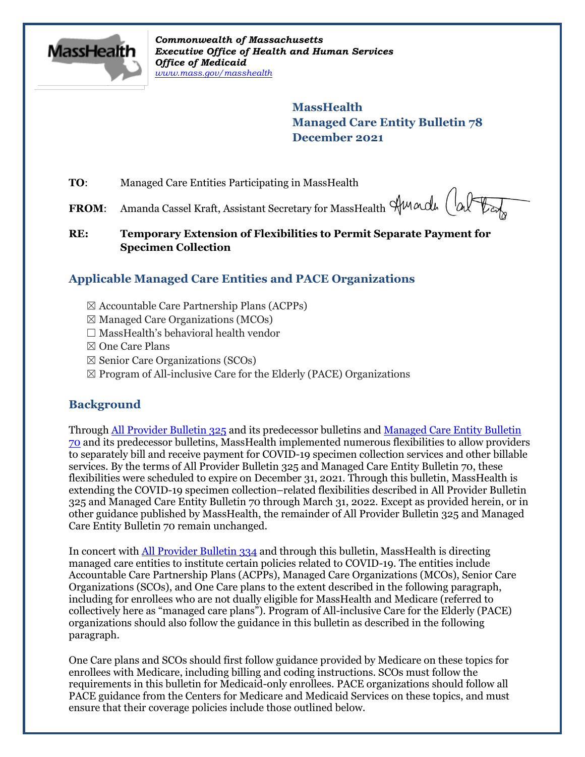*Commonwealth of Massachusetts*
*Executive Office of Health and Human Services*
*Office of Medicaid*
*www.mass.gov/masshealth*

**MassHealth**
**Managed Care Entity Bulletin 78**
**December 2021**

**TO**: Managed Care Entities Participating in MassHealth

**FROM**: Amanda Cassel Kraft, Assistant Secretary for MassHealth

**RE: Temporary Extension of Flexibilities to Permit Separate Payment for Specimen Collection**

## Applicable Managed Care Entities and PACE Organizations

☒ Accountable Care Partnership Plans (ACPPs)
☒ Managed Care Organizations (MCOs)
☐ MassHealth's behavioral health vendor
☒ One Care Plans
☒ Senior Care Organizations (SCOs)
☒ Program of All-inclusive Care for the Elderly (PACE) Organizations

## Background

Through All Provider Bulletin 325 and its predecessor bulletins and Managed Care Entity Bulletin 70 and its predecessor bulletins, MassHealth implemented numerous flexibilities to allow providers to separately bill and receive payment for COVID-19 specimen collection services and other billable services. By the terms of All Provider Bulletin 325 and Managed Care Entity Bulletin 70, these flexibilities were scheduled to expire on December 31, 2021. Through this bulletin, MassHealth is extending the COVID-19 specimen collection–related flexibilities described in All Provider Bulletin 325 and Managed Care Entity Bulletin 70 through March 31, 2022. Except as provided herein, or in other guidance published by MassHealth, the remainder of All Provider Bulletin 325 and Managed Care Entity Bulletin 70 remain unchanged.

In concert with All Provider Bulletin 334 and through this bulletin, MassHealth is directing managed care entities to institute certain policies related to COVID-19. The entities include Accountable Care Partnership Plans (ACPPs), Managed Care Organizations (MCOs), Senior Care Organizations (SCOs), and One Care plans to the extent described in the following paragraph, including for enrollees who are not dually eligible for MassHealth and Medicare (referred to collectively here as "managed care plans"). Program of All-inclusive Care for the Elderly (PACE) organizations should also follow the guidance in this bulletin as described in the following paragraph.

One Care plans and SCOs should first follow guidance provided by Medicare on these topics for enrollees with Medicare, including billing and coding instructions. SCOs must follow the requirements in this bulletin for Medicaid-only enrollees. PACE organizations should follow all PACE guidance from the Centers for Medicare and Medicaid Services on these topics, and must ensure that their coverage policies include those outlined below.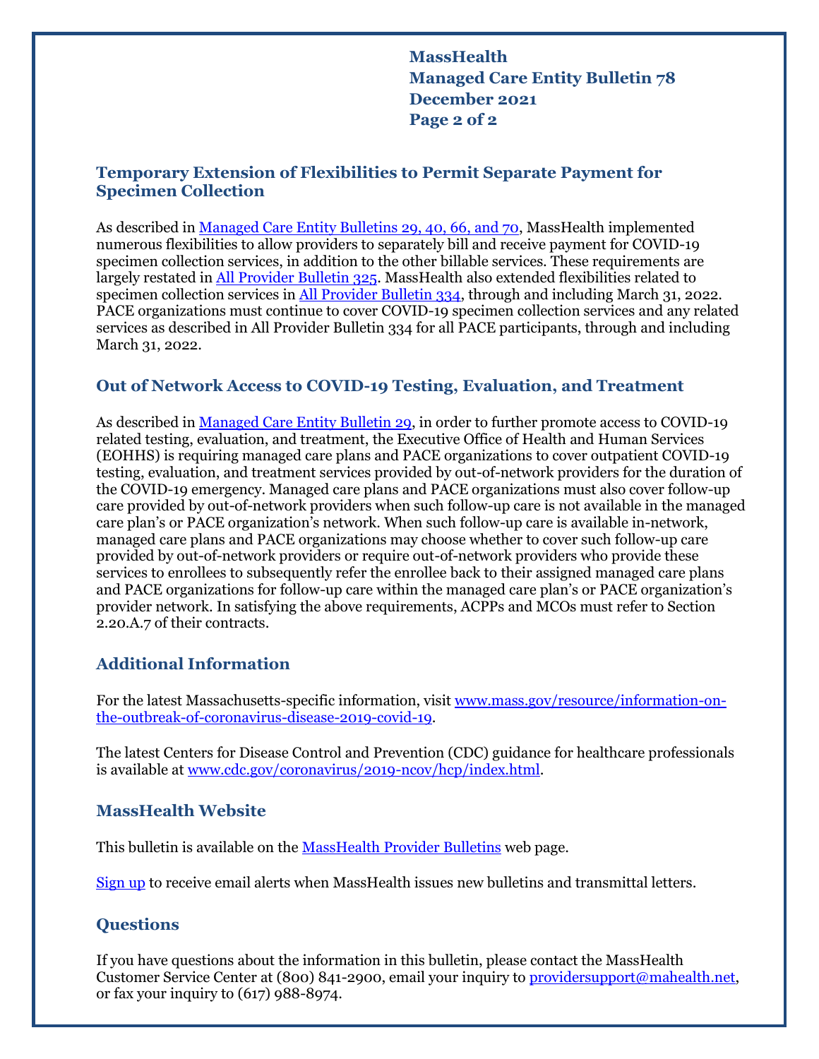## Temporary Extension of Flexibilities to Permit Separate Payment for Specimen Collection

As described in Managed Care Entity Bulletins 29, 40, 66, and 70, MassHealth implemented numerous flexibilities to allow providers to separately bill and receive payment for COVID-19 specimen collection services, in addition to the other billable services. These requirements are largely restated in All Provider Bulletin 325. MassHealth also extended flexibilities related to specimen collection services in All Provider Bulletin 334, through and including March 31, 2022. PACE organizations must continue to cover COVID-19 specimen collection services and any related services as described in All Provider Bulletin 334 for all PACE participants, through and including March 31, 2022.

## Out of Network Access to COVID-19 Testing, Evaluation, and Treatment

As described in Managed Care Entity Bulletin 29, in order to further promote access to COVID-19 related testing, evaluation, and treatment, the Executive Office of Health and Human Services (EOHHS) is requiring managed care plans and PACE organizations to cover outpatient COVID-19 testing, evaluation, and treatment services provided by out-of-network providers for the duration of the COVID-19 emergency. Managed care plans and PACE organizations must also cover follow-up care provided by out-of-network providers when such follow-up care is not available in the managed care plan's or PACE organization's network. When such follow-up care is available in-network, managed care plans and PACE organizations may choose whether to cover such follow-up care provided by out-of-network providers or require out-of-network providers who provide these services to enrollees to subsequently refer the enrollee back to their assigned managed care plans and PACE organizations for follow-up care within the managed care plan's or PACE organization's provider network. In satisfying the above requirements, ACPPs and MCOs must refer to Section 2.20.A.7 of their contracts.

## Additional Information

For the latest Massachusetts-specific information, visit www.mass.gov/resource/information-on-the-outbreak-of-coronavirus-disease-2019-covid-19.

The latest Centers for Disease Control and Prevention (CDC) guidance for healthcare professionals is available at www.cdc.gov/coronavirus/2019-ncov/hcp/index.html.

## MassHealth Website

This bulletin is available on the MassHealth Provider Bulletins web page.

Sign up to receive email alerts when MassHealth issues new bulletins and transmittal letters.

## Questions

If you have questions about the information in this bulletin, please contact the MassHealth Customer Service Center at (800) 841-2900, email your inquiry to providersupport@mahealth.net, or fax your inquiry to (617) 988-8974.